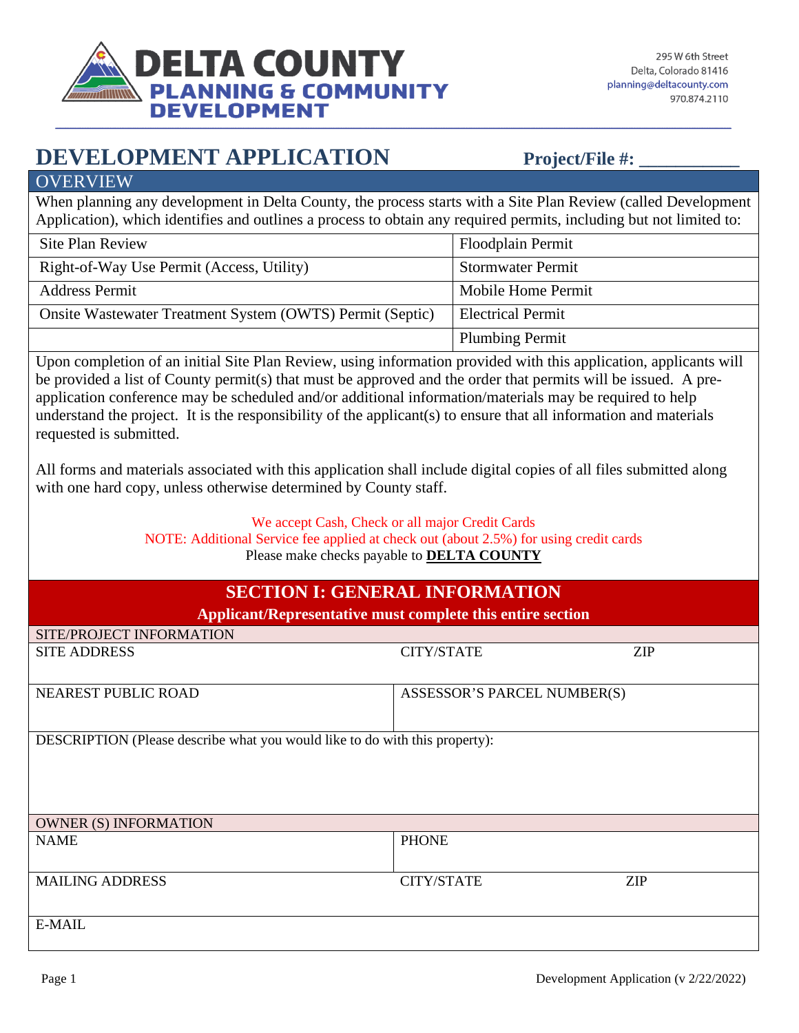# DELTA COUNTY PLANNING & COMMUNITY DEVELOPMENT

295 W 6th Street
Delta, Colorado 81416
planning@deltacounty.com
970.874.2110

## DEVELOPMENT APPLICATION

**Project/File #: ___________**

### OVERVIEW

When planning any development in Delta County, the process starts with a Site Plan Review (called Development Application), which identifies and outlines a process to obtain any required permits, including but not limited to:

| | |
|---|---|
| Site Plan Review | Floodplain Permit |
| Right-of-Way Use Permit (Access, Utility) | Stormwater Permit |
| Address Permit | Mobile Home Permit |
| Onsite Wastewater Treatment System (OWTS) Permit (Septic) | Electrical Permit |
| | Plumbing Permit |

Upon completion of an initial Site Plan Review, using information provided with this application, applicants will be provided a list of County permit(s) that must be approved and the order that permits will be issued. A pre-application conference may be scheduled and/or additional information/materials may be required to help understand the project. It is the responsibility of the applicant(s) to ensure that all information and materials requested is submitted.

All forms and materials associated with this application shall include digital copies of all files submitted along with one hard copy, unless otherwise determined by County staff.

We accept Cash, Check or all major Credit Cards
NOTE: Additional Service fee applied at check out (about 2.5%) for using credit cards
Please make checks payable to **DELTA COUNTY**

## SECTION I: GENERAL INFORMATION

**Applicant/Representative must complete this entire section**

### SITE/PROJECT INFORMATION

| SITE ADDRESS | CITY/STATE | ZIP |
|---|---|---|
| | | |

| NEAREST PUBLIC ROAD | ASSESSOR'S PARCEL NUMBER(S) |
|---|---|
| | |

DESCRIPTION (Please describe what you would like to do with this property):

### OWNER (S) INFORMATION

| NAME | PHONE |
|---|---|
| | |

| MAILING ADDRESS | CITY/STATE | ZIP |
|---|---|---|
| | | |

E-MAIL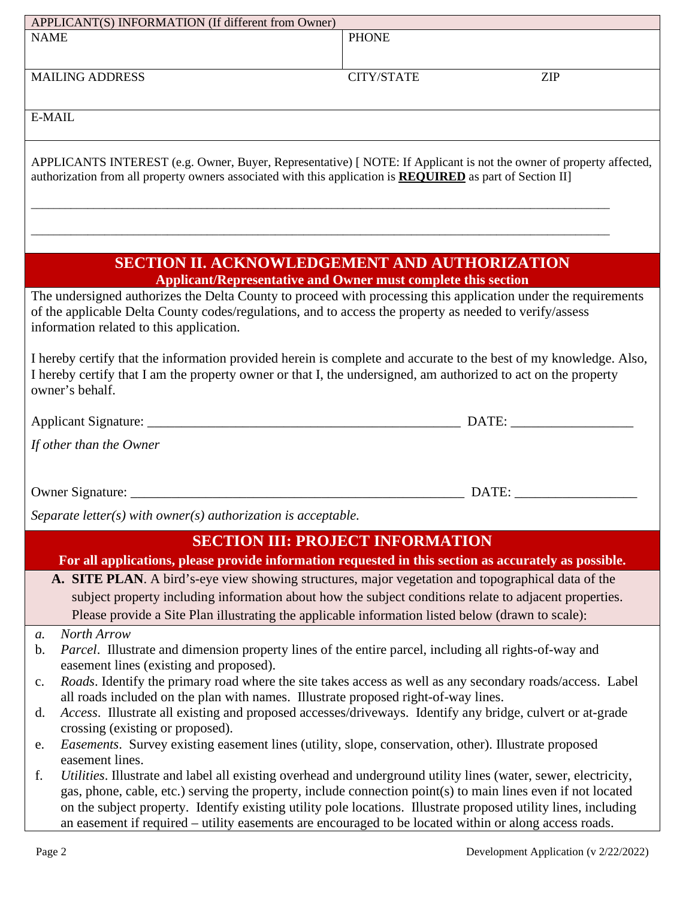| APPLICANT(S) INFORMATION (If different from Owner) | | |
|---|---|---|
| NAME | PHONE | |
| MAILING ADDRESS | CITY/STATE | ZIP |
| E-MAIL | | |

APPLICANTS INTEREST (e.g. Owner, Buyer, Representative) [ NOTE: If Applicant is not the owner of property affected, authorization from all property owners associated with this application is **REQUIRED** as part of Section II]

\_\_\_\_\_\_\_\_\_\_\_\_\_\_\_\_\_\_\_\_\_\_\_\_\_\_\_\_\_\_\_\_\_\_\_\_\_\_\_\_\_\_\_\_\_\_\_\_\_\_\_\_\_\_\_\_\_\_\_\_\_\_\_\_\_\_\_\_\_\_\_\_\_\_\_\_\_\_

\_\_\_\_\_\_\_\_\_\_\_\_\_\_\_\_\_\_\_\_\_\_\_\_\_\_\_\_\_\_\_\_\_\_\_\_\_\_\_\_\_\_\_\_\_\_\_\_\_\_\_\_\_\_\_\_\_\_\_\_\_\_\_\_\_\_\_\_\_\_\_\_\_\_\_\_\_\_

## SECTION II. ACKNOWLEDGEMENT AND AUTHORIZATION

**Applicant/Representative and Owner must complete this section**

The undersigned authorizes the Delta County to proceed with processing this application under the requirements of the applicable Delta County codes/regulations, and to access the property as needed to verify/assess information related to this application.

I hereby certify that the information provided herein is complete and accurate to the best of my knowledge. Also, I hereby certify that I am the property owner or that I, the undersigned, am authorized to act on the property owner's behalf.

Applicant Signature: \_\_\_\_\_\_\_\_\_\_\_\_\_\_\_\_\_\_\_\_\_\_\_\_\_\_\_\_\_\_\_\_\_\_\_\_\_\_\_\_\_\_\_\_ DATE: \_\_\_\_\_\_\_\_\_\_\_\_\_\_\_\_\_

*If other than the Owner*

Owner Signature: \_\_\_\_\_\_\_\_\_\_\_\_\_\_\_\_\_\_\_\_\_\_\_\_\_\_\_\_\_\_\_\_\_\_\_\_\_\_\_\_\_\_\_\_\_\_\_ DATE: \_\_\_\_\_\_\_\_\_\_\_\_\_\_\_\_\_

*Separate letter(s) with owner(s) authorization is acceptable.*

## SECTION III: PROJECT INFORMATION

**For all applications, please provide information requested in this section as accurately as possible.**

**A. SITE PLAN**. A bird's-eye view showing structures, major vegetation and topographical data of the subject property including information about how the subject conditions relate to adjacent properties. Please provide a Site Plan illustrating the applicable information listed below (drawn to scale):

a. *North Arrow*
b. *Parcel*. Illustrate and dimension property lines of the entire parcel, including all rights-of-way and easement lines (existing and proposed).
c. *Roads*. Identify the primary road where the site takes access as well as any secondary roads/access. Label all roads included on the plan with names. Illustrate proposed right-of-way lines.
d. *Access*. Illustrate all existing and proposed accesses/driveways. Identify any bridge, culvert or at-grade crossing (existing or proposed).
e. *Easements*. Survey existing easement lines (utility, slope, conservation, other). Illustrate proposed easement lines.
f. *Utilities*. Illustrate and label all existing overhead and underground utility lines (water, sewer, electricity, gas, phone, cable, etc.) serving the property, include connection point(s) to main lines even if not located on the subject property. Identify existing utility pole locations. Illustrate proposed utility lines, including an easement if required – utility easements are encouraged to be located within or along access roads.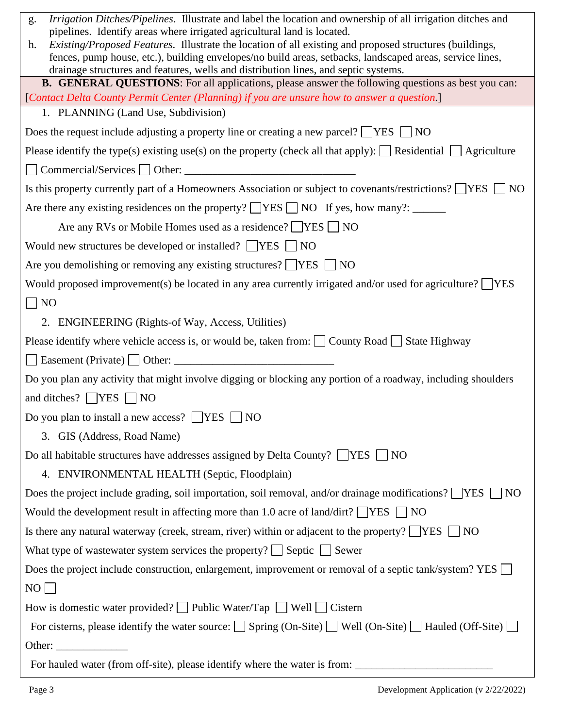g. *Irrigation Ditches/Pipelines*. Illustrate and label the location and ownership of all irrigation ditches and pipelines. Identify areas where irrigated agricultural land is located.

h. *Existing/Proposed Features*. Illustrate the location of all existing and proposed structures (buildings, fences, pump house, etc.), building envelopes/no build areas, setbacks, landscaped areas, service lines, drainage structures and features, wells and distribution lines, and septic systems.

**B. GENERAL QUESTIONS**: For all applications, please answer the following questions as best you can: [*Contact Delta County Permit Center (Planning) if you are unsure how to answer a question*.]

1. PLANNING (Land Use, Subdivision)

Does the request include adjusting a property line or creating a new parcel? ☐ YES ☐ NO

Please identify the type(s) existing use(s) on the property (check all that apply): ☐ Residential ☐ Agriculture ☐ Commercial/Services ☐ Other: ______________________________

Is this property currently part of a Homeowners Association or subject to covenants/restrictions? ☐ YES ☐ NO

Are there any existing residences on the property? ☐ YES ☐ NO If yes, how many?: ______

Are any RVs or Mobile Homes used as a residence? ☐ YES ☐ NO

Would new structures be developed or installed? ☐ YES ☐ NO

Are you demolishing or removing any existing structures? ☐ YES ☐ NO

Would proposed improvement(s) be located in any area currently irrigated and/or used for agriculture? ☐ YES ☐ NO

2. ENGINEERING (Rights-of Way, Access, Utilities)

Please identify where vehicle access is, or would be, taken from: ☐ County Road ☐ State Highway ☐ Easement (Private) ☐ Other: ____________________________

Do you plan any activity that might involve digging or blocking any portion of a roadway, including shoulders and ditches? ☐ YES ☐ NO

Do you plan to install a new access? ☐ YES ☐ NO

3. GIS (Address, Road Name)

Do all habitable structures have addresses assigned by Delta County? ☐ YES ☐ NO

4. ENVIRONMENTAL HEALTH (Septic, Floodplain)

Does the project include grading, soil importation, soil removal, and/or drainage modifications? ☐ YES ☐ NO

Would the development result in affecting more than 1.0 acre of land/dirt? ☐ YES ☐ NO

Is there any natural waterway (creek, stream, river) within or adjacent to the property? ☐ YES ☐ NO

What type of wastewater system services the property? ☐ Septic ☐ Sewer

Does the project include construction, enlargement, improvement or removal of a septic tank/system? YES ☐ NO ☐

How is domestic water provided? ☐ Public Water/Tap ☐ Well ☐ Cistern

For cisterns, please identify the water source: ☐ Spring (On-Site) ☐ Well (On-Site) ☐ Hauled (Off-Site) ☐ Other: _____________

For hauled water (from off-site), please identify where the water is from: ________________________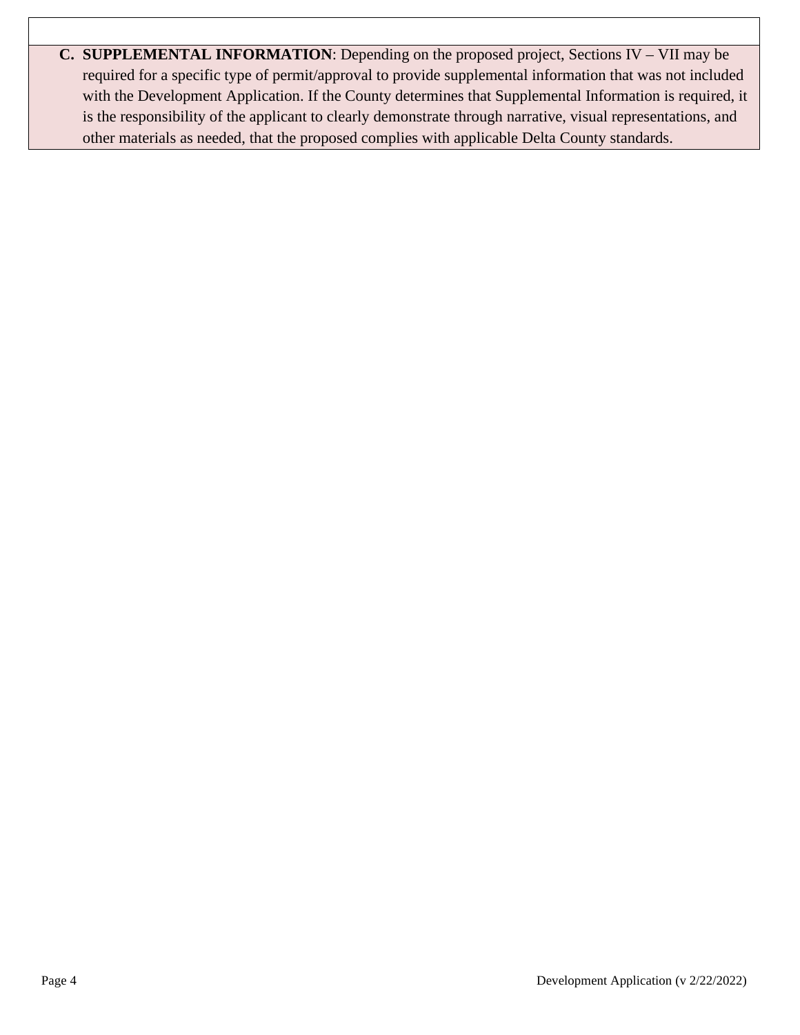C. **SUPPLEMENTAL INFORMATION**: Depending on the proposed project, Sections IV – VII may be required for a specific type of permit/approval to provide supplemental information that was not included with the Development Application. If the County determines that Supplemental Information is required, it is the responsibility of the applicant to clearly demonstrate through narrative, visual representations, and other materials as needed, that the proposed complies with applicable Delta County standards.